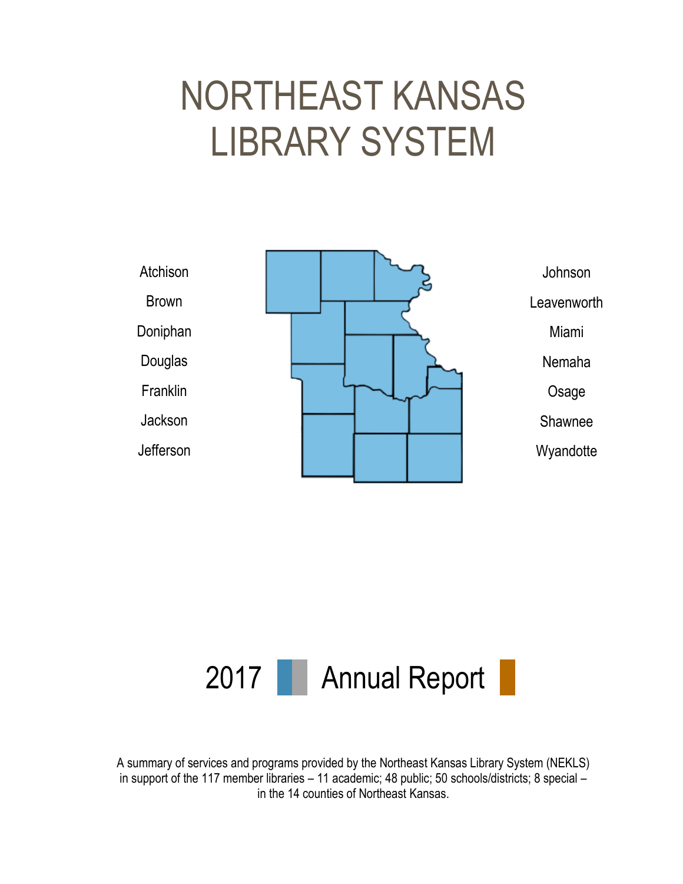# NORTHEAST KANSAS LIBRARY SYSTEM

Atchison
Brown
Doniphan
Douglas
Franklin
Jackson
Jefferson

Johnson
Leavenworth
Miami
Nemaha
Osage
Shawnee
Wyandotte

## 2017 Annual Report

A summary of services and programs provided by the Northeast Kansas Library System (NEKLS) in support of the 117 member libraries – 11 academic; 48 public; 50 schools/districts; 8 special – in the 14 counties of Northeast Kansas.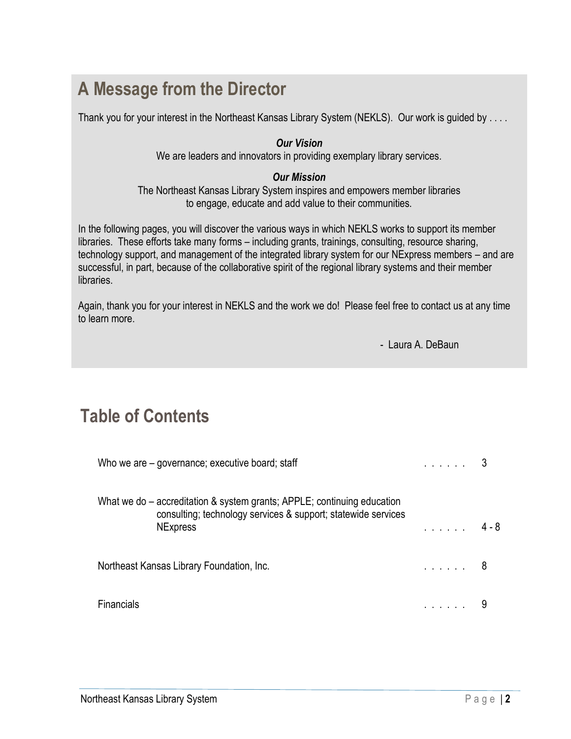## A Message from the Director

Thank you for your interest in the Northeast Kansas Library System (NEKLS). Our work is guided by . . . .

***Our Vision***
We are leaders and innovators in providing exemplary library services.

***Our Mission***
The Northeast Kansas Library System inspires and empowers member libraries to engage, educate and add value to their communities.

In the following pages, you will discover the various ways in which NEKLS works to support its member libraries. These efforts take many forms – including grants, trainings, consulting, resource sharing, technology support, and management of the integrated library system for our NExpress members – and are successful, in part, because of the collaborative spirit of the regional library systems and their member libraries.

Again, thank you for your interest in NEKLS and the work we do! Please feel free to contact us at any time to learn more.

\- Laura A. DeBaun

## Table of Contents

| Section | Page |
| --- | --- |
| Who we are – governance; executive board; staff | 3 |
| What we do – accreditation & system grants; APPLE; continuing education consulting; technology services & support; statewide services NExpress | 4 - 8 |
| Northeast Kansas Library Foundation, Inc. | 8 |
| Financials | 9 |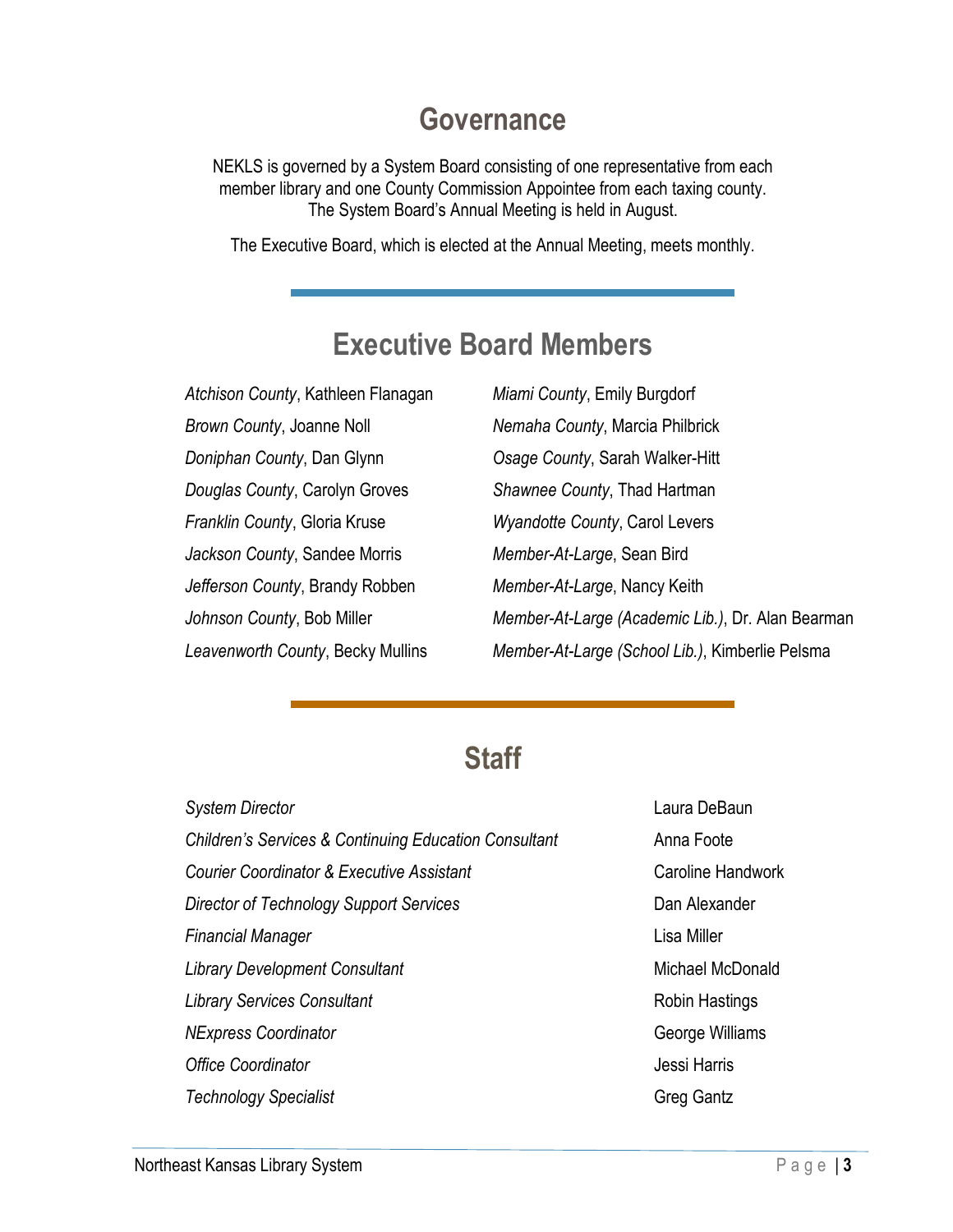## Governance

NEKLS is governed by a System Board consisting of one representative from each member library and one County Commission Appointee from each taxing county. The System Board's Annual Meeting is held in August.

The Executive Board, which is elected at the Annual Meeting, meets monthly.

## Executive Board Members

*Atchison County*, Kathleen Flanagan
*Brown County*, Joanne Noll
*Doniphan County*, Dan Glynn
*Douglas County*, Carolyn Groves
*Franklin County*, Gloria Kruse
*Jackson County*, Sandee Morris
*Jefferson County*, Brandy Robben
*Johnson County*, Bob Miller
*Leavenworth County*, Becky Mullins
*Miami County*, Emily Burgdorf
*Nemaha County*, Marcia Philbrick
*Osage County*, Sarah Walker-Hitt
*Shawnee County*, Thad Hartman
*Wyandotte County*, Carol Levers
*Member-At-Large*, Sean Bird
*Member-At-Large*, Nancy Keith
*Member-At-Large (Academic Lib.)*, Dr. Alan Bearman
*Member-At-Large (School Lib.)*, Kimberlie Pelsma

## Staff

| | |
|---|---|
| *System Director* | Laura DeBaun |
| *Children's Services & Continuing Education Consultant* | Anna Foote |
| *Courier Coordinator & Executive Assistant* | Caroline Handwork |
| *Director of Technology Support Services* | Dan Alexander |
| *Financial Manager* | Lisa Miller |
| *Library Development Consultant* | Michael McDonald |
| *Library Services Consultant* | Robin Hastings |
| *NExpress Coordinator* | George Williams |
| *Office Coordinator* | Jessi Harris |
| *Technology Specialist* | Greg Gantz |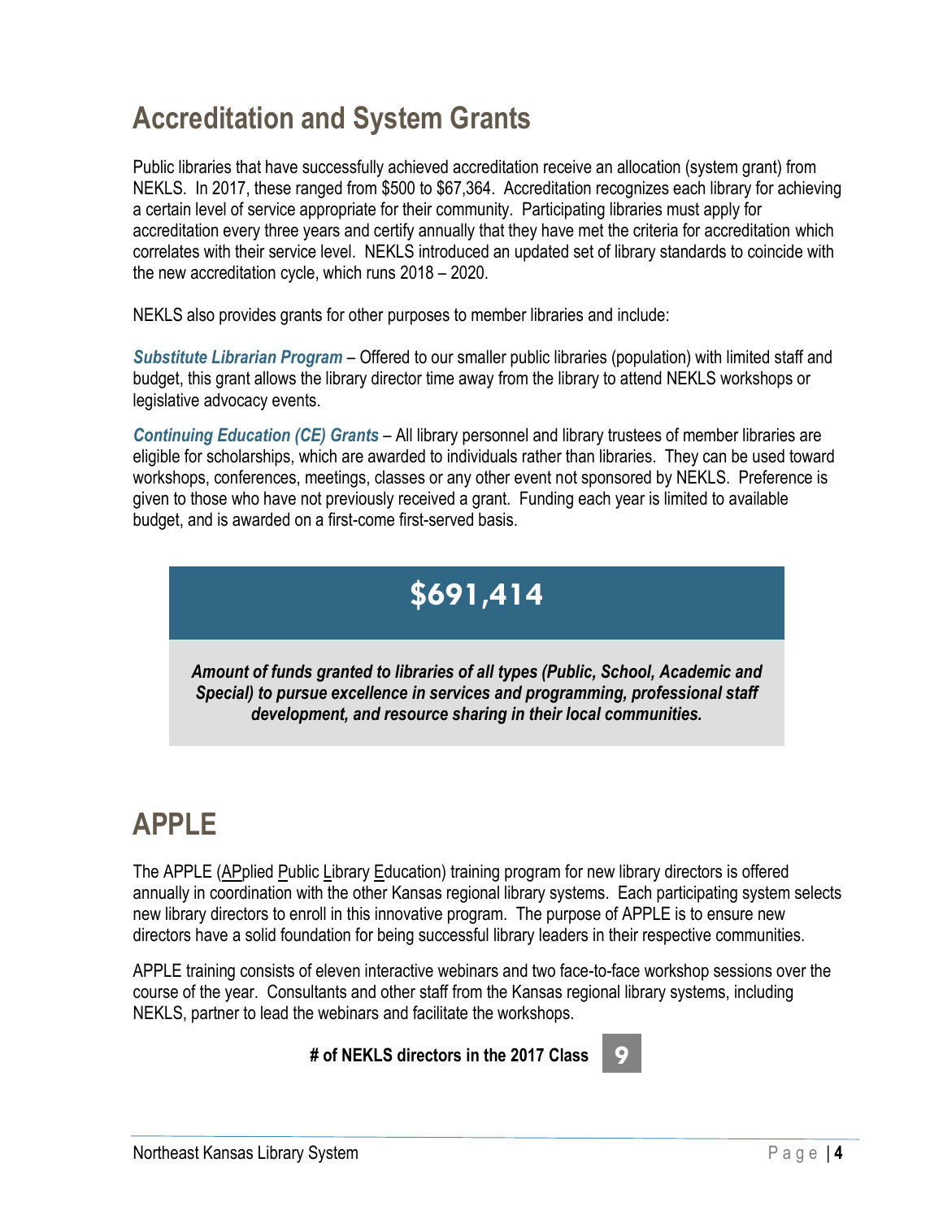## Accreditation and System Grants

Public libraries that have successfully achieved accreditation receive an allocation (system grant) from NEKLS. In 2017, these ranged from $500 to $67,364. Accreditation recognizes each library for achieving a certain level of service appropriate for their community. Participating libraries must apply for accreditation every three years and certify annually that they have met the criteria for accreditation which correlates with their service level. NEKLS introduced an updated set of library standards to coincide with the new accreditation cycle, which runs 2018 – 2020.

NEKLS also provides grants for other purposes to member libraries and include:

***Substitute Librarian Program*** – Offered to our smaller public libraries (population) with limited staff and budget, this grant allows the library director time away from the library to attend NEKLS workshops or legislative advocacy events.

***Continuing Education (CE) Grants*** – All library personnel and library trustees of member libraries are eligible for scholarships, which are awarded to individuals rather than libraries. They can be used toward workshops, conferences, meetings, classes or any other event not sponsored by NEKLS. Preference is given to those who have not previously received a grant. Funding each year is limited to available budget, and is awarded on a first-come first-served basis.

**$691,414**

***Amount of funds granted to libraries of all types (Public, School, Academic and Special) to pursue excellence in services and programming, professional staff development, and resource sharing in their local communities.***

## APPLE

The APPLE (APplied Public Library Education) training program for new library directors is offered annually in coordination with the other Kansas regional library systems. Each participating system selects new library directors to enroll in this innovative program. The purpose of APPLE is to ensure new directors have a solid foundation for being successful library leaders in their respective communities.

APPLE training consists of eleven interactive webinars and two face-to-face workshop sessions over the course of the year. Consultants and other staff from the Kansas regional library systems, including NEKLS, partner to lead the webinars and facilitate the workshops.

**# of NEKLS directors in the 2017 Class** **9**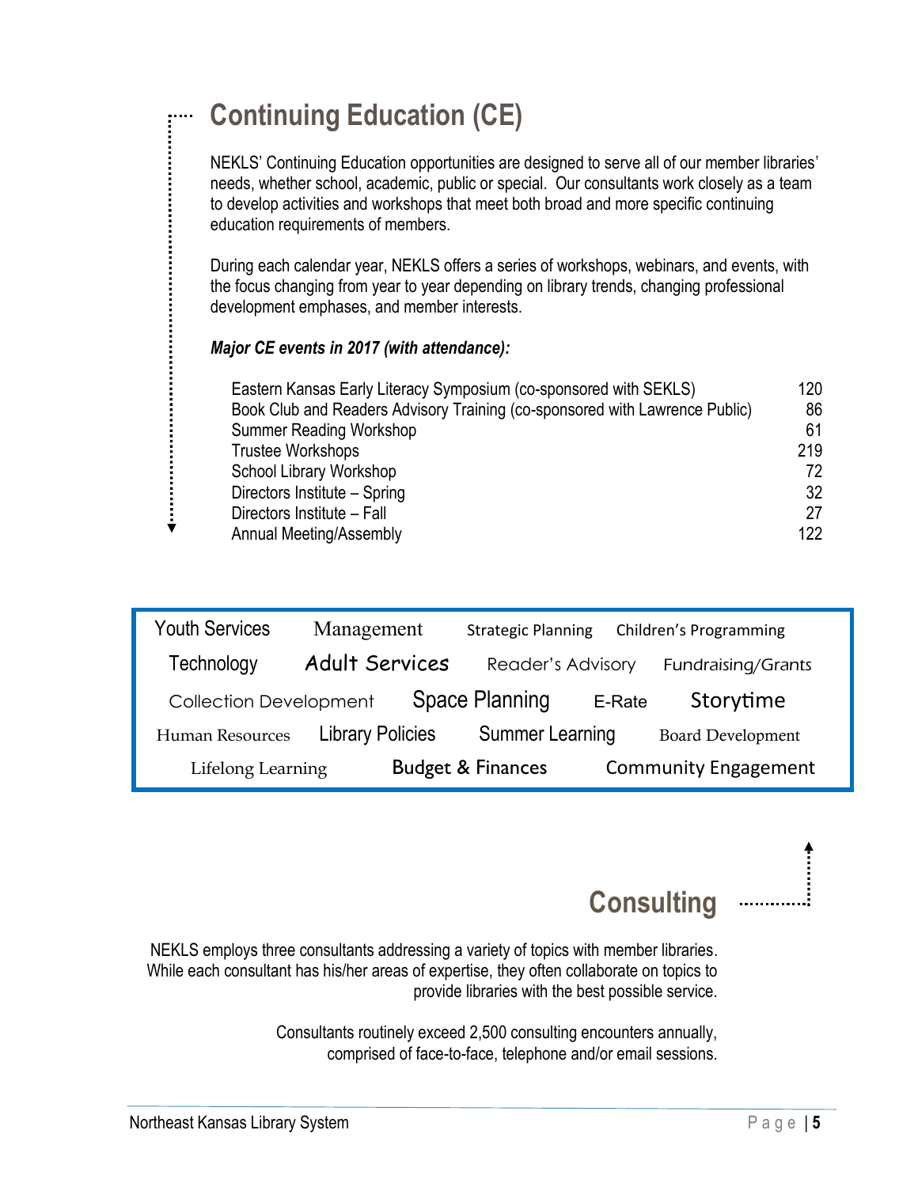# Continuing Education (CE)

NEKLS' Continuing Education opportunities are designed to serve all of our member libraries' needs, whether school, academic, public or special. Our consultants work closely as a team to develop activities and workshops that meet both broad and more specific continuing education requirements of members.

During each calendar year, NEKLS offers a series of workshops, webinars, and events, with the focus changing from year to year depending on library trends, changing professional development emphases, and member interests.

***Major CE events in 2017 (with attendance):***

| Event | Attendance |
|---|---|
| Eastern Kansas Early Literacy Symposium (co-sponsored with SEKLS) | 120 |
| Book Club and Readers Advisory Training (co-sponsored with Lawrence Public) | 86 |
| Summer Reading Workshop | 61 |
| Trustee Workshops | 219 |
| School Library Workshop | 72 |
| Directors Institute – Spring | 32 |
| Directors Institute – Fall | 27 |
| Annual Meeting/Assembly | 122 |

Youth Services · Management · Strategic Planning · Children's Programming · Technology · Adult Services · Reader's Advisory · Fundraising/Grants · Collection Development · Space Planning · E-Rate · Storytime · Human Resources · Library Policies · Summer Learning · Board Development · Lifelong Learning · Budget & Finances · Community Engagement

# Consulting

NEKLS employs three consultants addressing a variety of topics with member libraries. While each consultant has his/her areas of expertise, they often collaborate on topics to provide libraries with the best possible service.

Consultants routinely exceed 2,500 consulting encounters annually, comprised of face-to-face, telephone and/or email sessions.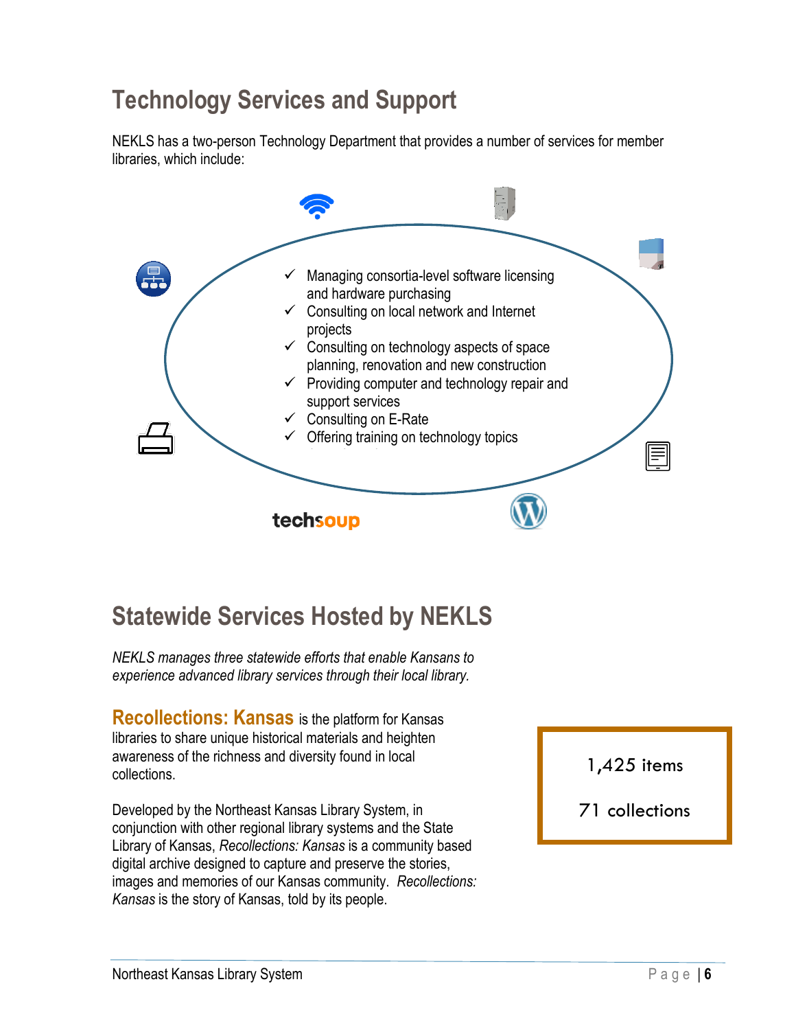## Technology Services and Support

NEKLS has a two-person Technology Department that provides a number of services for member libraries, which include:

- ✓ Managing consortia-level software licensing and hardware purchasing
- ✓ Consulting on local network and Internet projects
- ✓ Consulting on technology aspects of space planning, renovation and new construction
- ✓ Providing computer and technology repair and support services
- ✓ Consulting on E-Rate
- ✓ Offering training on technology topics

techsoup

## Statewide Services Hosted by NEKLS

*NEKLS manages three statewide efforts that enable Kansans to experience advanced library services through their local library.*

**Recollections: Kansas** is the platform for Kansas libraries to share unique historical materials and heighten awareness of the richness and diversity found in local collections.

Developed by the Northeast Kansas Library System, in conjunction with other regional library systems and the State Library of Kansas, *Recollections: Kansas* is a community based digital archive designed to capture and preserve the stories, images and memories of our Kansas community. *Recollections: Kansas* is the story of Kansas, told by its people.

1,425 items

71 collections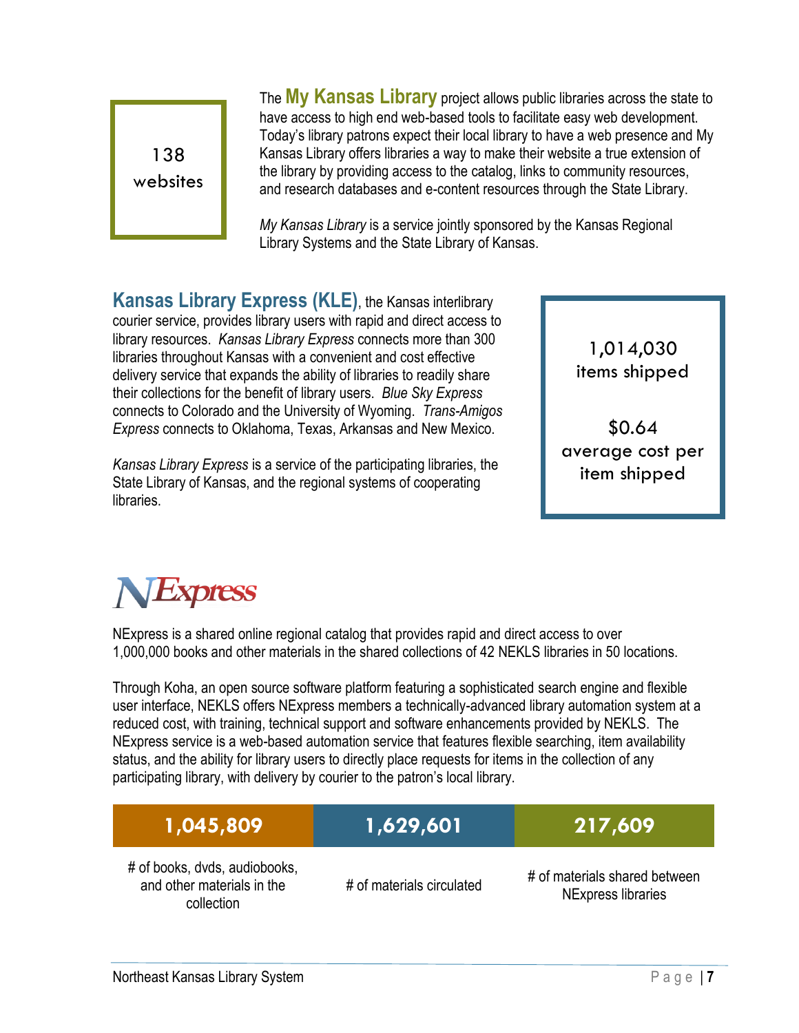**138 websites**

The **My Kansas Library** project allows public libraries across the state to have access to high end web-based tools to facilitate easy web development. Today's library patrons expect their local library to have a web presence and My Kansas Library offers libraries a way to make their website a true extension of the library by providing access to the catalog, links to community resources, and research databases and e-content resources through the State Library.

*My Kansas Library* is a service jointly sponsored by the Kansas Regional Library Systems and the State Library of Kansas.

**Kansas Library Express (KLE)**, the Kansas interlibrary courier service, provides library users with rapid and direct access to library resources. *Kansas Library Express* connects more than 300 libraries throughout Kansas with a convenient and cost effective delivery service that expands the ability of libraries to readily share their collections for the benefit of library users. *Blue Sky Express* connects to Colorado and the University of Wyoming. *Trans-Amigos Express* connects to Oklahoma, Texas, Arkansas and New Mexico.

*Kansas Library Express* is a service of the participating libraries, the State Library of Kansas, and the regional systems of cooperating libraries.

**1,014,030** items shipped

**$0.64** average cost per item shipped

## NExpress

NExpress is a shared online regional catalog that provides rapid and direct access to over 1,000,000 books and other materials in the shared collections of 42 NEKLS libraries in 50 locations.

Through Koha, an open source software platform featuring a sophisticated search engine and flexible user interface, NEKLS offers NExpress members a technically-advanced library automation system at a reduced cost, with training, technical support and software enhancements provided by NEKLS. The NExpress service is a web-based automation service that features flexible searching, item availability status, and the ability for library users to directly place requests for items in the collection of any participating library, with delivery by courier to the patron's local library.

| 1,045,809 | 1,629,601 | 217,609 |
|---|---|---|
| # of books, dvds, audiobooks, and other materials in the collection | # of materials circulated | # of materials shared between NExpress libraries |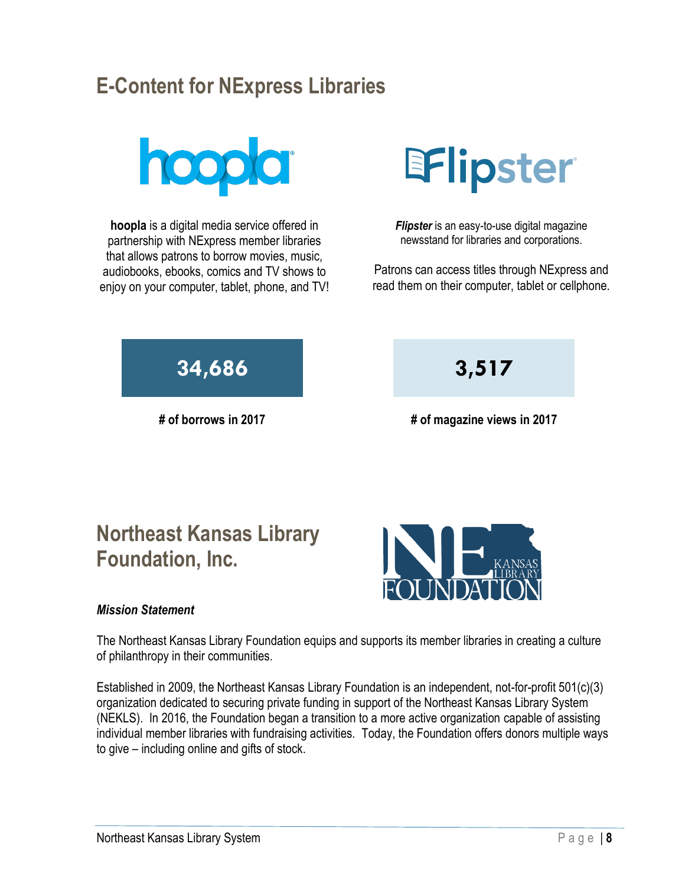# E-Content for NExpress Libraries

hoopla

**hoopla** is a digital media service offered in partnership with NExpress member libraries that allows patrons to borrow movies, music, audiobooks, ebooks, comics and TV shows to enjoy on your computer, tablet, phone, and TV!

**34,686**

**# of borrows in 2017**

Flipster

***Flipster*** is an easy-to-use digital magazine newsstand for libraries and corporations.

Patrons can access titles through NExpress and read them on their computer, tablet or cellphone.

**3,517**

**# of magazine views in 2017**

# Northeast Kansas Library Foundation, Inc.

***Mission Statement***

The Northeast Kansas Library Foundation equips and supports its member libraries in creating a culture of philanthropy in their communities.

Established in 2009, the Northeast Kansas Library Foundation is an independent, not-for-profit 501(c)(3) organization dedicated to securing private funding in support of the Northeast Kansas Library System (NEKLS). In 2016, the Foundation began a transition to a more active organization capable of assisting individual member libraries with fundraising activities. Today, the Foundation offers donors multiple ways to give – including online and gifts of stock.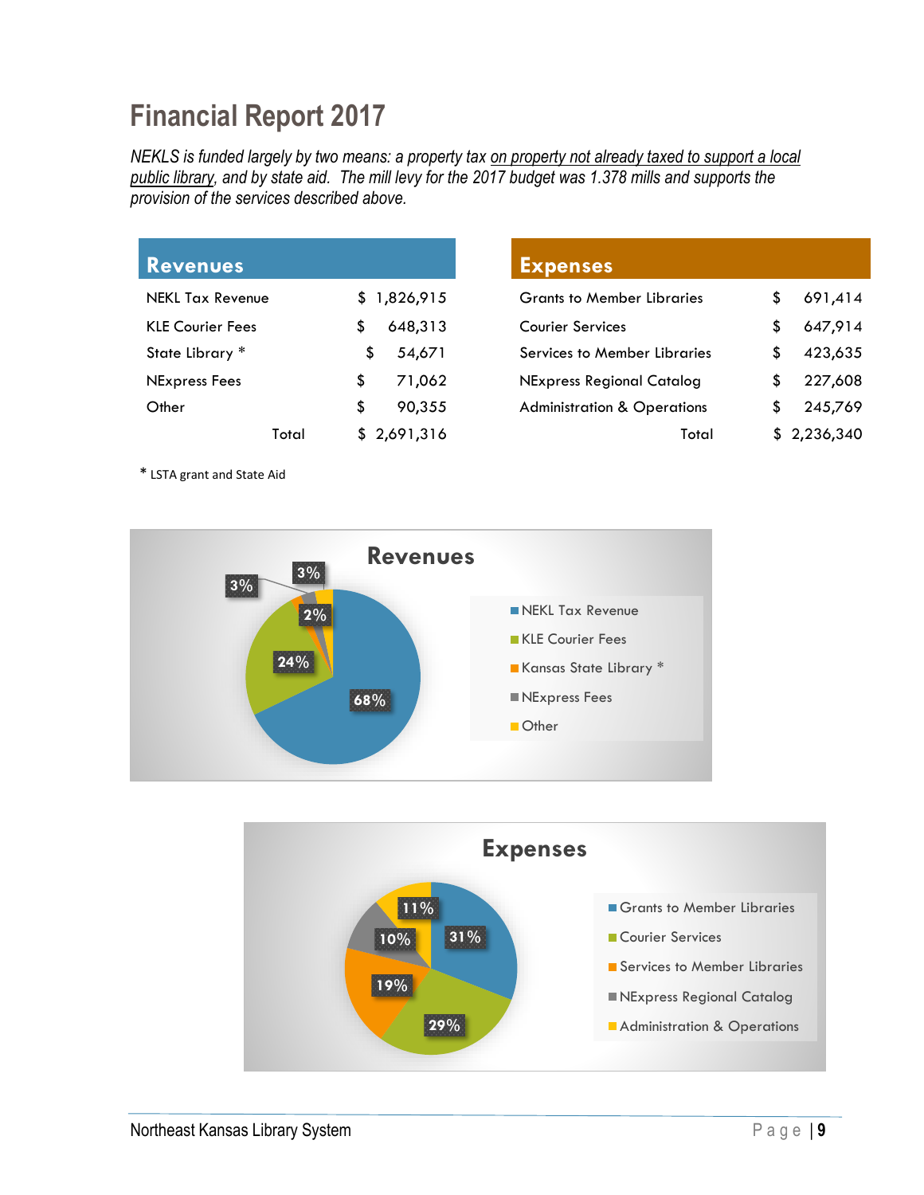# Financial Report 2017

*NEKLS is funded largely by two means: a property tax* *<u>on property not already taxed to support a local public library</u>*, *and by state aid. The mill levy for the 2017 budget was 1.378 mills and supports the provision of the services described above.*

## Revenues

| Revenues | |
|---|---|
| NEKL Tax Revenue | $ 1,826,915 |
| KLE Courier Fees | $ 648,313 |
| State Library * | $ 54,671 |
| NExpress Fees | $ 71,062 |
| Other | $ 90,355 |
| Total | $ 2,691,316 |

## Expenses

| Expenses | |
|---|---|
| Grants to Member Libraries | $ 691,414 |
| Courier Services | $ 647,914 |
| Services to Member Libraries | $ 423,635 |
| NExpress Regional Catalog | $ 227,608 |
| Administration & Operations | $ 245,769 |
| Total | $ 2,236,340 |

* LSTA grant and State Aid

**Revenues**

| Category | Percent |
|---|---|
| NEKL Tax Revenue | 68% |
| KLE Courier Fees | 24% |
| Kansas State Library * | 2% |
| NExpress Fees | 3% |
| Other | 3% |

**Expenses**

| Category | Percent |
|---|---|
| Grants to Member Libraries | 31% |
| Courier Services | 29% |
| Services to Member Libraries | 19% |
| NExpress Regional Catalog | 10% |
| Administration & Operations | 11% |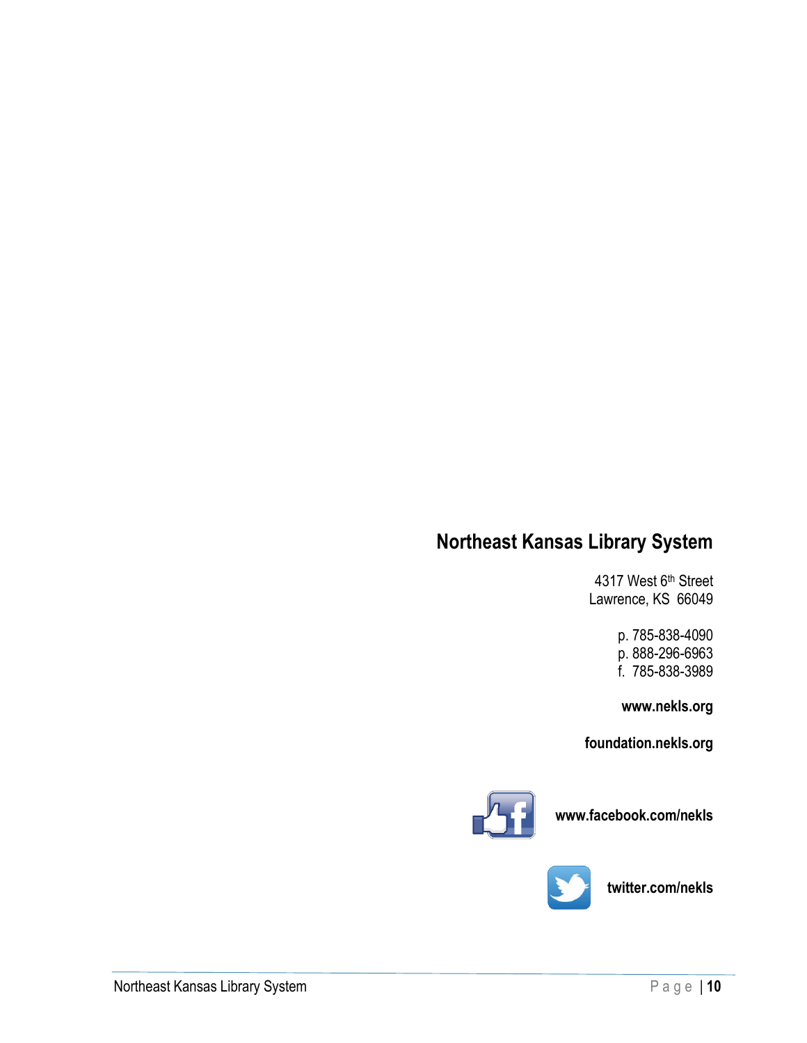## Northeast Kansas Library System

4317 West 6th Street
Lawrence, KS 66049

p. 785-838-4090
p. 888-296-6963
f. 785-838-3989

**www.nekls.org**

**foundation.nekls.org**

**www.facebook.com/nekls**

**twitter.com/nekls**